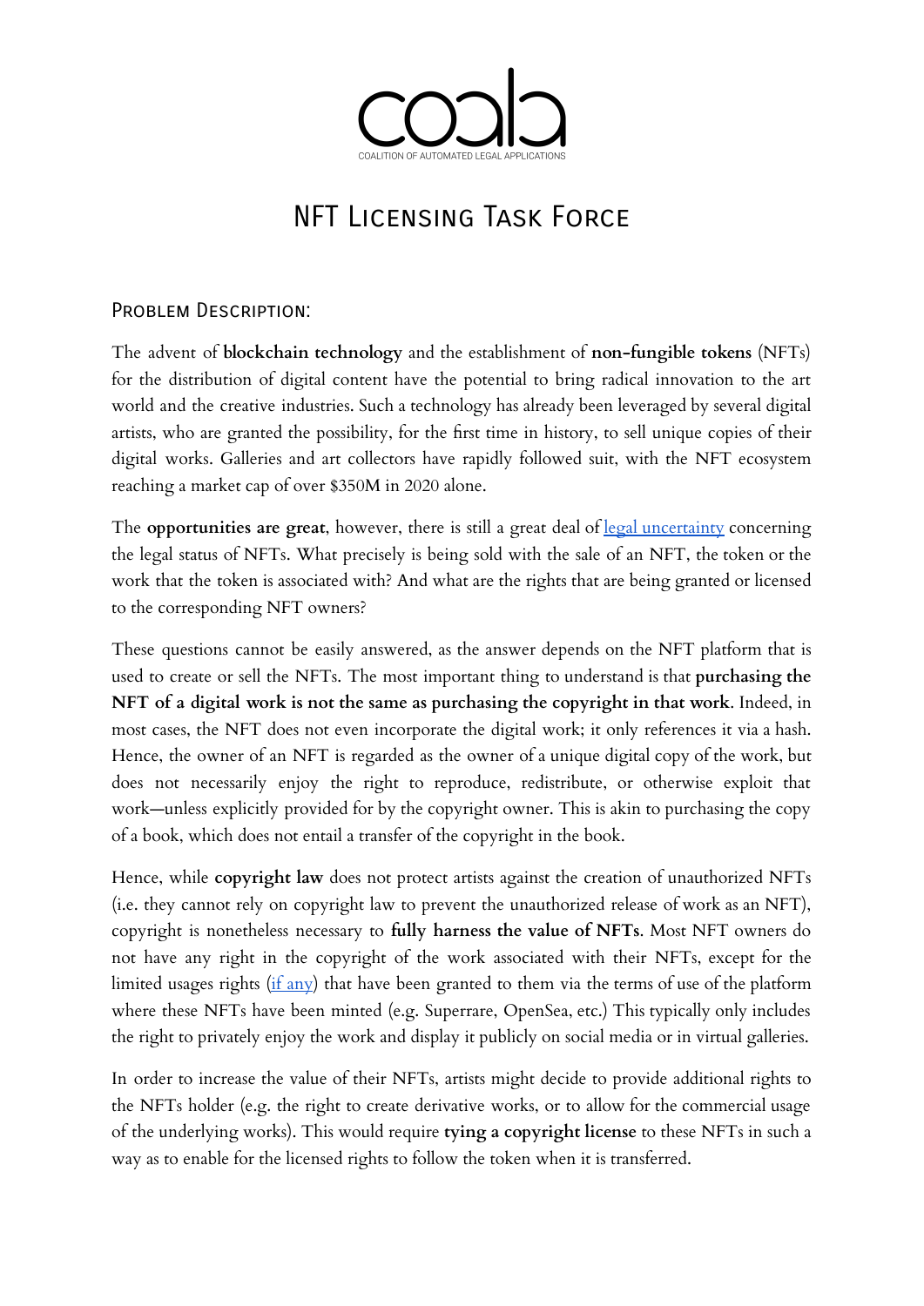coala

COALITION OF AUTOMATED LEGAL APPLICATIONS

# NFT Licensing Task Force

## Problem Description:

The advent of **blockchain technology** and the establishment of **non-fungible tokens** (NFTs) for the distribution of digital content have the potential to bring radical innovation to the art world and the creative industries. Such a technology has already been leveraged by several digital artists, who are granted the possibility, for the first time in history, to sell unique copies of their digital works. Galleries and art collectors have rapidly followed suit, with the NFT ecosystem reaching a market cap of over $350M in 2020 alone.

The **opportunities are great**, however, there is still a great deal of [legal uncertainty]() concerning the legal status of NFTs. What precisely is being sold with the sale of an NFT, the token or the work that the token is associated with? And what are the rights that are being granted or licensed to the corresponding NFT owners?

These questions cannot be easily answered, as the answer depends on the NFT platform that is used to create or sell the NFTs. The most important thing to understand is that **purchasing the NFT of a digital work is not the same as purchasing the copyright in that work**. Indeed, in most cases, the NFT does not even incorporate the digital work; it only references it via a hash. Hence, the owner of an NFT is regarded as the owner of a unique digital copy of the work, but does not necessarily enjoy the right to reproduce, redistribute, or otherwise exploit that work—unless explicitly provided for by the copyright owner. This is akin to purchasing the copy of a book, which does not entail a transfer of the copyright in the book.

Hence, while **copyright law** does not protect artists against the creation of unauthorized NFTs (i.e. they cannot rely on copyright law to prevent the unauthorized release of work as an NFT), copyright is nonetheless necessary to **fully harness the value of NFTs**. Most NFT owners do not have any right in the copyright of the work associated with their NFTs, except for the limited usages rights ([if any]()) that have been granted to them via the terms of use of the platform where these NFTs have been minted (e.g. Superrare, OpenSea, etc.) This typically only includes the right to privately enjoy the work and display it publicly on social media or in virtual galleries.

In order to increase the value of their NFTs, artists might decide to provide additional rights to the NFTs holder (e.g. the right to create derivative works, or to allow for the commercial usage of the underlying works). This would require **tying a copyright license** to these NFTs in such a way as to enable for the licensed rights to follow the token when it is transferred.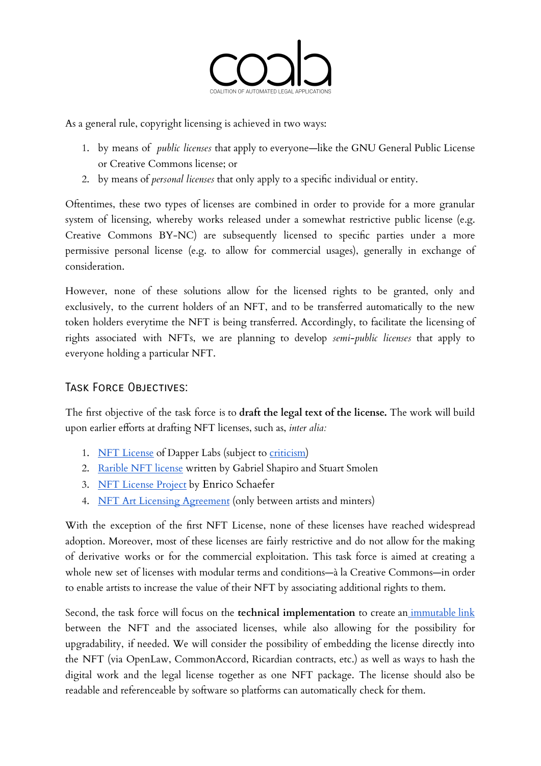As a general rule, copyright licensing is achieved in two ways:

1. by means of *public licenses* that apply to everyone—like the GNU General Public License or Creative Commons license; or
2. by means of *personal licenses* that only apply to a specific individual or entity.

Oftentimes, these two types of licenses are combined in order to provide for a more granular system of licensing, whereby works released under a somewhat restrictive public license (e.g. Creative Commons BY-NC) are subsequently licensed to specific parties under a more permissive personal license (e.g. to allow for commercial usages), generally in exchange of consideration.

However, none of these solutions allow for the licensed rights to be granted, only and exclusively, to the current holders of an NFT, and to be transferred automatically to the new token holders everytime the NFT is being transferred. Accordingly, to facilitate the licensing of rights associated with NFTs, we are planning to develop *semi-public licenses* that apply to everyone holding a particular NFT.

## Task Force Objectives:

The first objective of the task force is to **draft the legal text of the license.** The work will build upon earlier efforts at drafting NFT licenses, such as, *inter alia:*

1. NFT License of Dapper Labs (subject to criticism)
2. Rarible NFT license written by Gabriel Shapiro and Stuart Smolen
3. NFT License Project by Enrico Schaefer
4. NFT Art Licensing Agreement (only between artists and minters)

With the exception of the first NFT License, none of these licenses have reached widespread adoption. Moreover, most of these licenses are fairly restrictive and do not allow for the making of derivative works or for the commercial exploitation. This task force is aimed at creating a whole new set of licenses with modular terms and conditions—à la Creative Commons—in order to enable artists to increase the value of their NFT by associating additional rights to them.

Second, the task force will focus on the **technical implementation** to create an immutable link between the NFT and the associated licenses, while also allowing for the possibility for upgradability, if needed. We will consider the possibility of embedding the license directly into the NFT (via OpenLaw, CommonAccord, Ricardian contracts, etc.) as well as ways to hash the digital work and the legal license together as one NFT package. The license should also be readable and referenceable by software so platforms can automatically check for them.